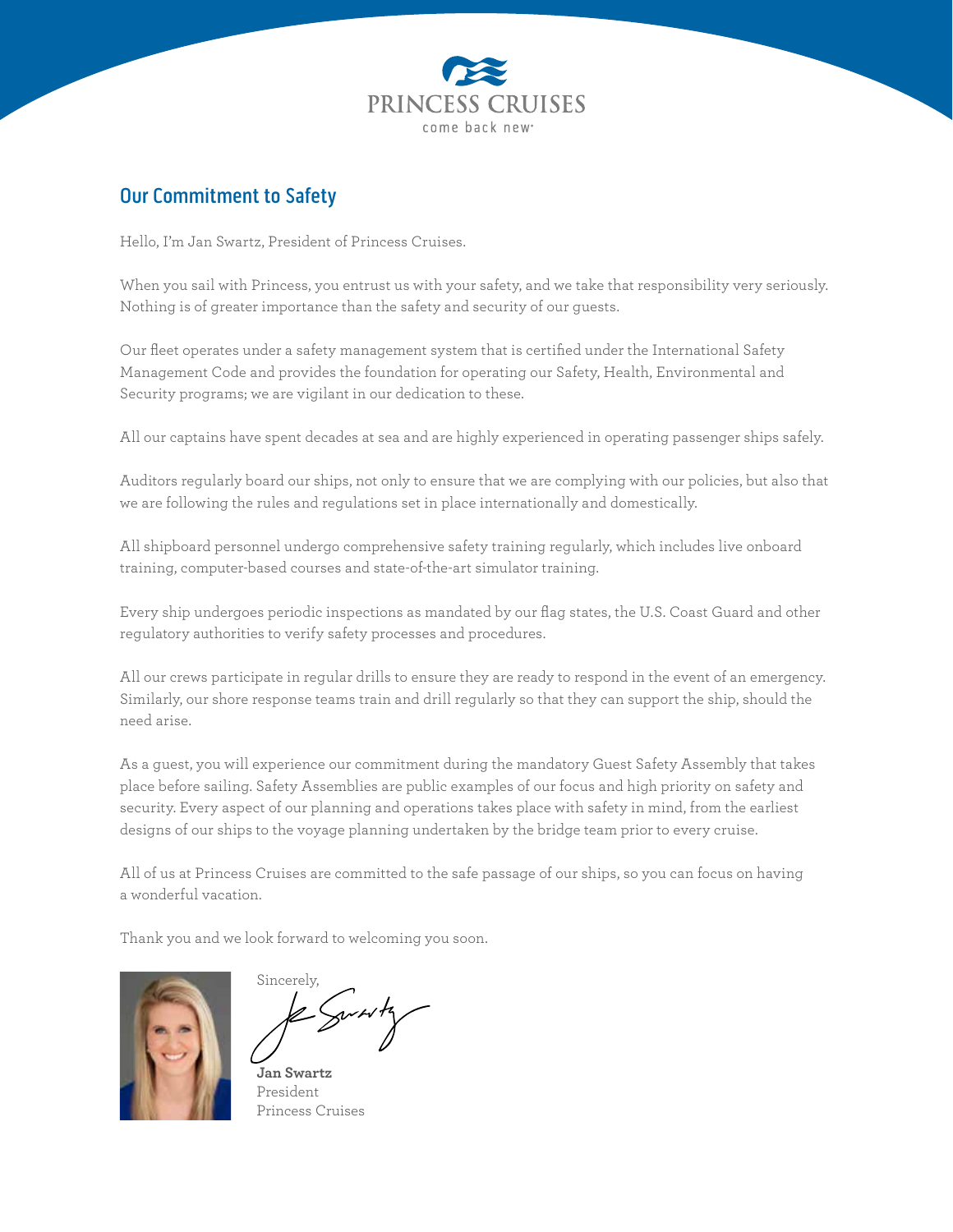PRINCESS CRUISES

come back new®

## Our Commitment to Safety

Hello, I'm Jan Swartz, President of Princess Cruises.

When you sail with Princess, you entrust us with your safety, and we take that responsibility very seriously. Nothing is of greater importance than the safety and security of our guests.

Our fleet operates under a safety management system that is certified under the International Safety Management Code and provides the foundation for operating our Safety, Health, Environmental and Security programs; we are vigilant in our dedication to these.

All our captains have spent decades at sea and are highly experienced in operating passenger ships safely.

Auditors regularly board our ships, not only to ensure that we are complying with our policies, but also that we are following the rules and regulations set in place internationally and domestically.

All shipboard personnel undergo comprehensive safety training regularly, which includes live onboard training, computer-based courses and state-of-the-art simulator training.

Every ship undergoes periodic inspections as mandated by our flag states, the U.S. Coast Guard and other regulatory authorities to verify safety processes and procedures.

All our crews participate in regular drills to ensure they are ready to respond in the event of an emergency. Similarly, our shore response teams train and drill regularly so that they can support the ship, should the need arise.

As a guest, you will experience our commitment during the mandatory Guest Safety Assembly that takes place before sailing. Safety Assemblies are public examples of our focus and high priority on safety and security. Every aspect of our planning and operations takes place with safety in mind, from the earliest designs of our ships to the voyage planning undertaken by the bridge team prior to every cruise.

All of us at Princess Cruises are committed to the safe passage of our ships, so you can focus on having a wonderful vacation.

Thank you and we look forward to welcoming you soon.

Sincerely,

**Jan Swartz**
President
Princess Cruises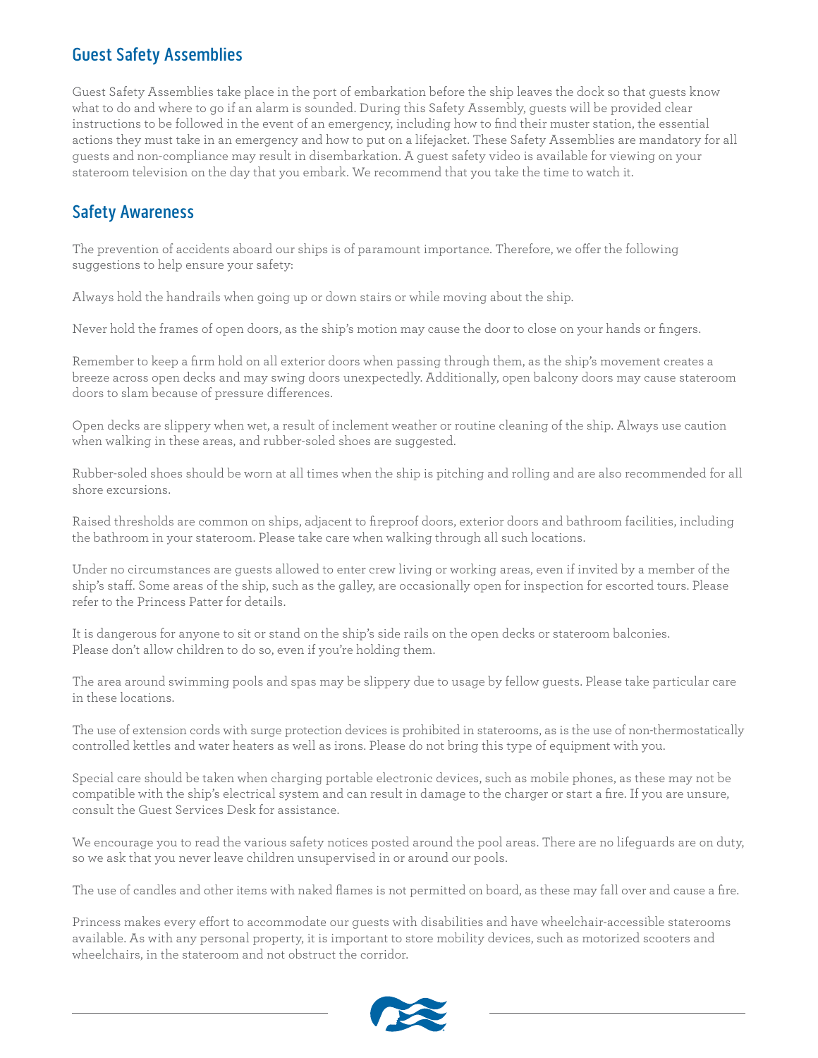## Guest Safety Assemblies

Guest Safety Assemblies take place in the port of embarkation before the ship leaves the dock so that guests know what to do and where to go if an alarm is sounded. During this Safety Assembly, guests will be provided clear instructions to be followed in the event of an emergency, including how to find their muster station, the essential actions they must take in an emergency and how to put on a lifejacket. These Safety Assemblies are mandatory for all guests and non-compliance may result in disembarkation. A guest safety video is available for viewing on your stateroom television on the day that you embark. We recommend that you take the time to watch it.

## Safety Awareness

The prevention of accidents aboard our ships is of paramount importance. Therefore, we offer the following suggestions to help ensure your safety:

Always hold the handrails when going up or down stairs or while moving about the ship.

Never hold the frames of open doors, as the ship's motion may cause the door to close on your hands or fingers.

Remember to keep a firm hold on all exterior doors when passing through them, as the ship's movement creates a breeze across open decks and may swing doors unexpectedly. Additionally, open balcony doors may cause stateroom doors to slam because of pressure differences.

Open decks are slippery when wet, a result of inclement weather or routine cleaning of the ship. Always use caution when walking in these areas, and rubber-soled shoes are suggested.

Rubber-soled shoes should be worn at all times when the ship is pitching and rolling and are also recommended for all shore excursions.

Raised thresholds are common on ships, adjacent to fireproof doors, exterior doors and bathroom facilities, including the bathroom in your stateroom. Please take care when walking through all such locations.

Under no circumstances are guests allowed to enter crew living or working areas, even if invited by a member of the ship's staff. Some areas of the ship, such as the galley, are occasionally open for inspection for escorted tours. Please refer to the Princess Patter for details.

It is dangerous for anyone to sit or stand on the ship's side rails on the open decks or stateroom balconies. Please don't allow children to do so, even if you're holding them.

The area around swimming pools and spas may be slippery due to usage by fellow guests. Please take particular care in these locations.

The use of extension cords with surge protection devices is prohibited in staterooms, as is the use of non-thermostatically controlled kettles and water heaters as well as irons. Please do not bring this type of equipment with you.

Special care should be taken when charging portable electronic devices, such as mobile phones, as these may not be compatible with the ship's electrical system and can result in damage to the charger or start a fire. If you are unsure, consult the Guest Services Desk for assistance.

We encourage you to read the various safety notices posted around the pool areas. There are no lifeguards are on duty, so we ask that you never leave children unsupervised in or around our pools.

The use of candles and other items with naked flames is not permitted on board, as these may fall over and cause a fire.

Princess makes every effort to accommodate our guests with disabilities and have wheelchair-accessible staterooms available. As with any personal property, it is important to store mobility devices, such as motorized scooters and wheelchairs, in the stateroom and not obstruct the corridor.